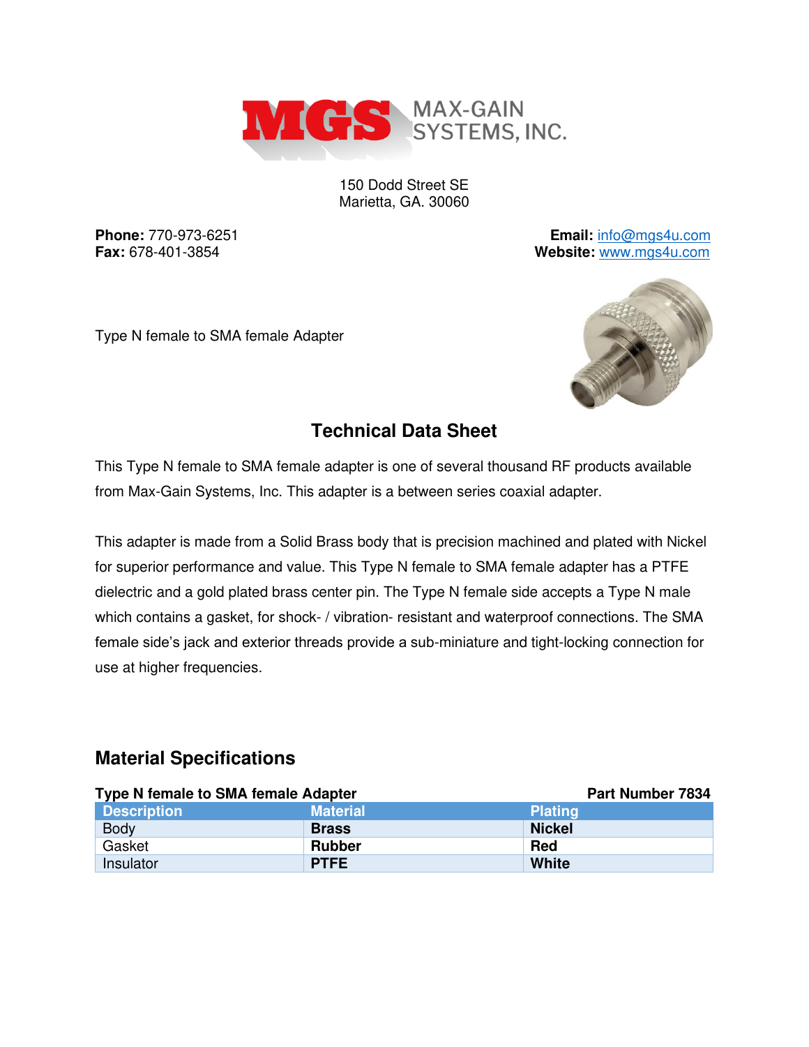MAX-GAIN SYSTEMS, INC.

150 Dodd Street SE
Marietta, GA. 30060

**Phone:** 770-973-6251
**Fax:** 678-401-3854

**Email:** info@mgs4u.com
**Website:** www.mgs4u.com

Type N female to SMA female Adapter

## Technical Data Sheet

This Type N female to SMA female adapter is one of several thousand RF products available from Max-Gain Systems, Inc. This adapter is a between series coaxial adapter.

This adapter is made from a Solid Brass body that is precision machined and plated with Nickel for superior performance and value. This Type N female to SMA female adapter has a PTFE dielectric and a gold plated brass center pin. The Type N female side accepts a Type N male which contains a gasket, for shock- / vibration- resistant and waterproof connections. The SMA female side's jack and exterior threads provide a sub-miniature and tight-locking connection for use at higher frequencies.

## Material Specifications

**Type N female to SMA female Adapter** **Part Number 7834**

| Description | Material | Plating |
|---|---|---|
| Body | **Brass** | **Nickel** |
| Gasket | **Rubber** | **Red** |
| Insulator | **PTFE** | **White** |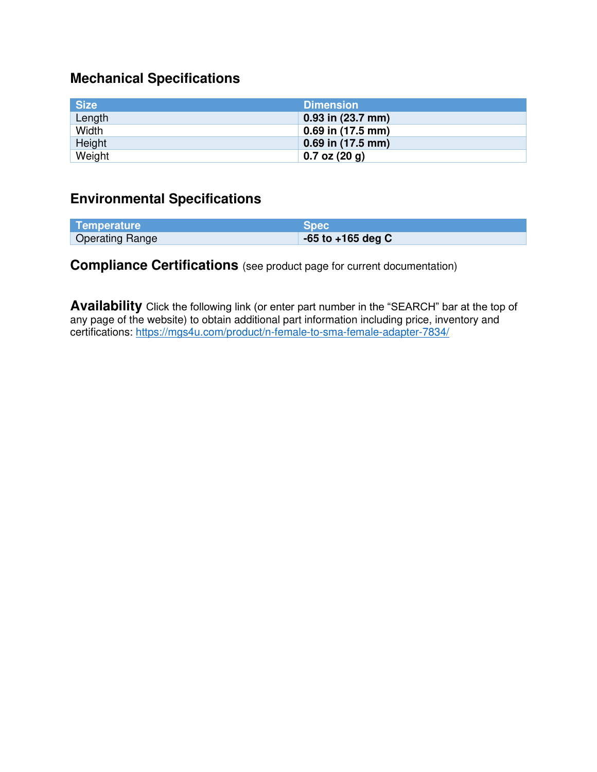## Mechanical Specifications

| Size | Dimension |
|---|---|
| Length | **0.93 in (23.7 mm)** |
| Width | **0.69 in (17.5 mm)** |
| Height | **0.69 in (17.5 mm)** |
| Weight | **0.7 oz (20 g)** |

## Environmental Specifications

| Temperature | Spec |
|---|---|
| Operating Range | **-65 to +165 deg C** |

## Compliance Certifications (see product page for current documentation)

## Availability

Click the following link (or enter part number in the “SEARCH” bar at the top of any page of the website) to obtain additional part information including price, inventory and certifications: https://mgs4u.com/product/n-female-to-sma-female-adapter-7834/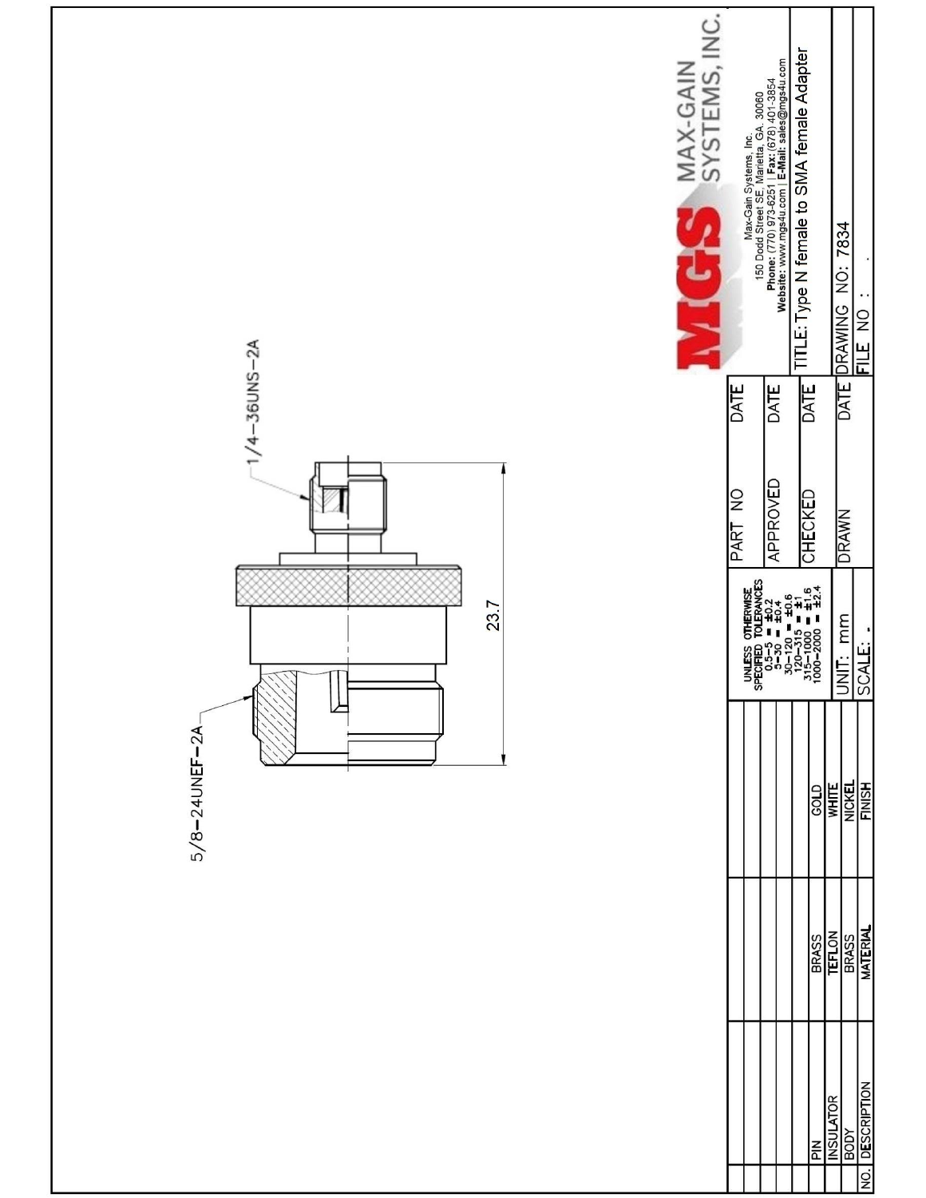5/8-24UNEF-2A

1/4-36UNS-2A

23.7

| NO. | DESCRIPTION | MATERIAL | FINISH |
|---|---|---|---|
| | PIN | BRASS | GOLD |
| | INSULATOR | TEFLON | WHITE |
| | BODY | BRASS | NICKEL |

UNLESS OTHERWISE SPECIFIED TOLERANCES
0.5–5 = ±0.2
5–30 = ±0.4
30–120 = ±0.6
120–315 = ±1
315–1000 = ±1.6
1000–2000 = ±2.4

UNIT: mm

SCALE: -

| | |
|---|---|
| PART NO | DATE |
| APPROVED | DATE |
| CHECKED | DATE |
| DRAWN | DATE |

MGS MAX-GAIN SYSTEMS, INC.

Max-Gain Systems, Inc.
150 Dodd Street SE, Marietta, GA. 30060
**Phone:** (770) 973-6251 | **Fax:** (678) 401-3854
**Website:** www.mgs4u.com | **E-Mail:** sales@mgs4u.com

TITLE: Type N female to SMA female Adapter

DRAWING NO: 7834

FILE NO : .